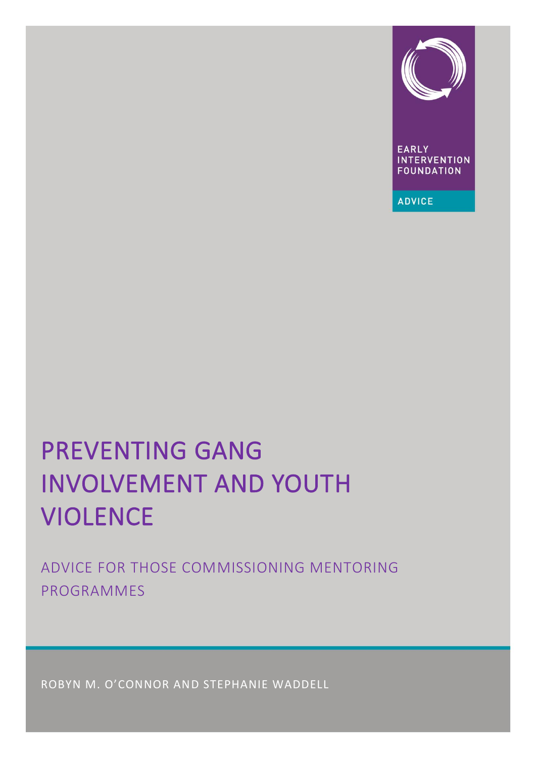EARLY INTERVENTION FOUNDATION

ADVICE

# PREVENTING GANG INVOLVEMENT AND YOUTH VIOLENCE

## ADVICE FOR THOSE COMMISSIONING MENTORING PROGRAMMES

ROBYN M. O'CONNOR AND STEPHANIE WADDELL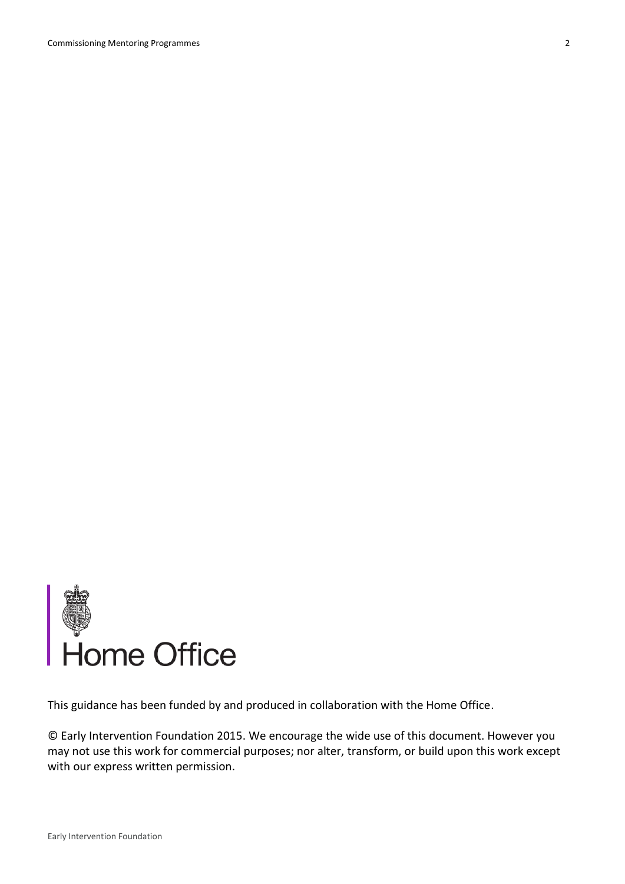Home Office

This guidance has been funded by and produced in collaboration with the Home Office.

© Early Intervention Foundation 2015. We encourage the wide use of this document. However you may not use this work for commercial purposes; nor alter, transform, or build upon this work except with our express written permission.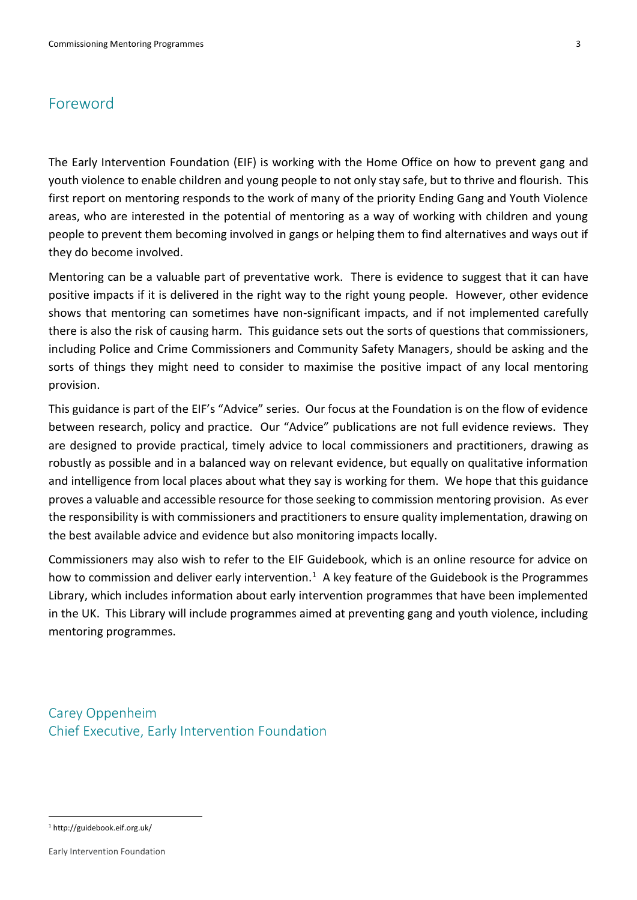## Foreword

The Early Intervention Foundation (EIF) is working with the Home Office on how to prevent gang and youth violence to enable children and young people to not only stay safe, but to thrive and flourish. This first report on mentoring responds to the work of many of the priority Ending Gang and Youth Violence areas, who are interested in the potential of mentoring as a way of working with children and young people to prevent them becoming involved in gangs or helping them to find alternatives and ways out if they do become involved.

Mentoring can be a valuable part of preventative work. There is evidence to suggest that it can have positive impacts if it is delivered in the right way to the right young people. However, other evidence shows that mentoring can sometimes have non-significant impacts, and if not implemented carefully there is also the risk of causing harm. This guidance sets out the sorts of questions that commissioners, including Police and Crime Commissioners and Community Safety Managers, should be asking and the sorts of things they might need to consider to maximise the positive impact of any local mentoring provision.

This guidance is part of the EIF's "Advice" series. Our focus at the Foundation is on the flow of evidence between research, policy and practice. Our "Advice" publications are not full evidence reviews. They are designed to provide practical, timely advice to local commissioners and practitioners, drawing as robustly as possible and in a balanced way on relevant evidence, but equally on qualitative information and intelligence from local places about what they say is working for them. We hope that this guidance proves a valuable and accessible resource for those seeking to commission mentoring provision. As ever the responsibility is with commissioners and practitioners to ensure quality implementation, drawing on the best available advice and evidence but also monitoring impacts locally.

Commissioners may also wish to refer to the EIF Guidebook, which is an online resource for advice on how to commission and deliver early intervention.[1] A key feature of the Guidebook is the Programmes Library, which includes information about early intervention programmes that have been implemented in the UK. This Library will include programmes aimed at preventing gang and youth violence, including mentoring programmes.

Carey Oppenheim
Chief Executive, Early Intervention Foundation

[1] http://guidebook.eif.org.uk/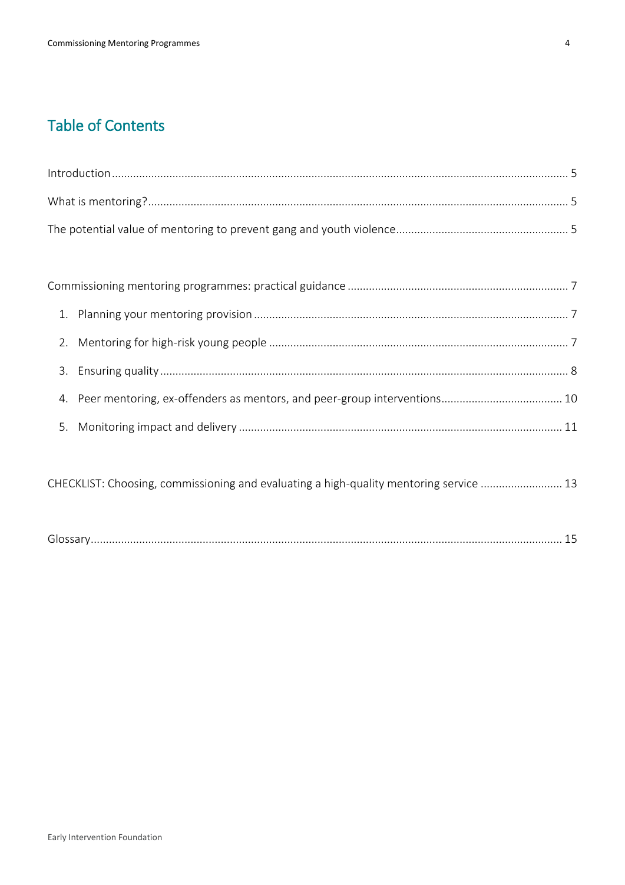## Table of Contents

Introduction .......... 5

What is mentoring? .......... 5

The potential value of mentoring to prevent gang and youth violence .......... 5

Commissioning mentoring programmes: practical guidance .......... 7

1. Planning your mentoring provision .......... 7
2. Mentoring for high-risk young people .......... 7
3. Ensuring quality .......... 8
4. Peer mentoring, ex-offenders as mentors, and peer-group interventions .......... 10
5. Monitoring impact and delivery .......... 11

CHECKLIST: Choosing, commissioning and evaluating a high-quality mentoring service .......... 13

Glossary .......... 15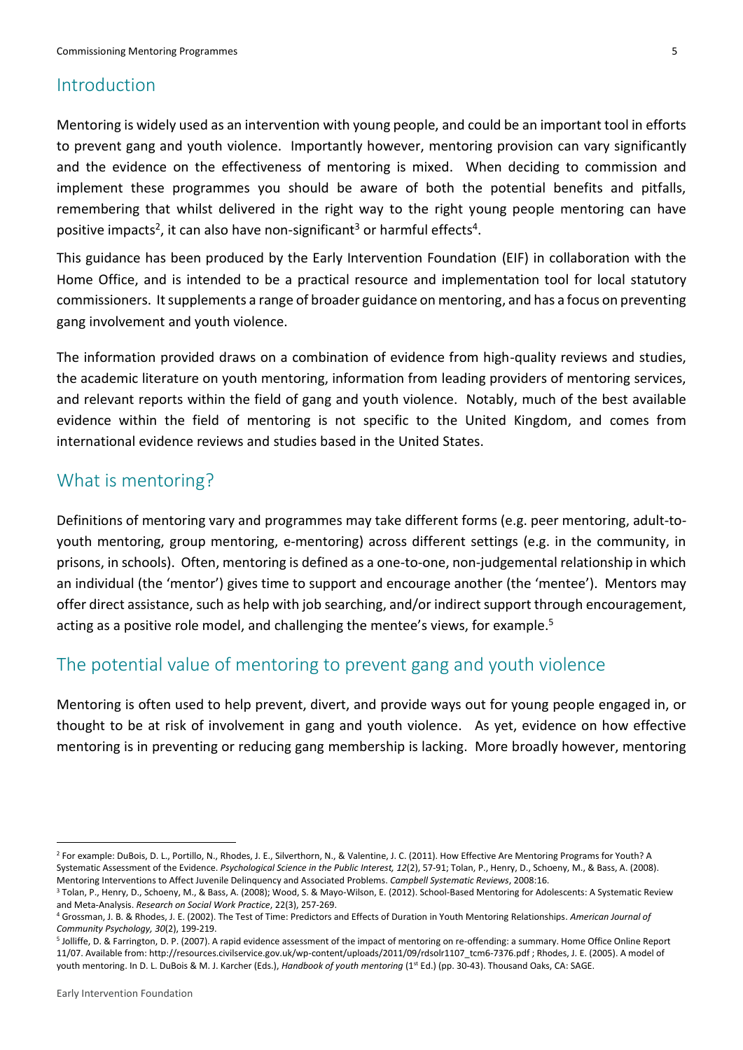## Introduction

Mentoring is widely used as an intervention with young people, and could be an important tool in efforts to prevent gang and youth violence. Importantly however, mentoring provision can vary significantly and the evidence on the effectiveness of mentoring is mixed. When deciding to commission and implement these programmes you should be aware of both the potential benefits and pitfalls, remembering that whilst delivered in the right way to the right young people mentoring can have positive impacts[2], it can also have non-significant[3] or harmful effects[4].

This guidance has been produced by the Early Intervention Foundation (EIF) in collaboration with the Home Office, and is intended to be a practical resource and implementation tool for local statutory commissioners. It supplements a range of broader guidance on mentoring, and has a focus on preventing gang involvement and youth violence.

The information provided draws on a combination of evidence from high-quality reviews and studies, the academic literature on youth mentoring, information from leading providers of mentoring services, and relevant reports within the field of gang and youth violence. Notably, much of the best available evidence within the field of mentoring is not specific to the United Kingdom, and comes from international evidence reviews and studies based in the United States.

## What is mentoring?

Definitions of mentoring vary and programmes may take different forms (e.g. peer mentoring, adult-to-youth mentoring, group mentoring, e-mentoring) across different settings (e.g. in the community, in prisons, in schools). Often, mentoring is defined as a one-to-one, non-judgemental relationship in which an individual (the 'mentor') gives time to support and encourage another (the 'mentee'). Mentors may offer direct assistance, such as help with job searching, and/or indirect support through encouragement, acting as a positive role model, and challenging the mentee's views, for example.[5]

## The potential value of mentoring to prevent gang and youth violence

Mentoring is often used to help prevent, divert, and provide ways out for young people engaged in, or thought to be at risk of involvement in gang and youth violence. As yet, evidence on how effective mentoring is in preventing or reducing gang membership is lacking. More broadly however, mentoring

---

[2] For example: DuBois, D. L., Portillo, N., Rhodes, J. E., Silverthorn, N., & Valentine, J. C. (2011). How Effective Are Mentoring Programs for Youth? A Systematic Assessment of the Evidence. *Psychological Science in the Public Interest, 12*(2), 57-91; Tolan, P., Henry, D., Schoeny, M., & Bass, A. (2008). Mentoring Interventions to Affect Juvenile Delinquency and Associated Problems. *Campbell Systematic Reviews*, 2008:16.

[3] Tolan, P., Henry, D., Schoeny, M., & Bass, A. (2008); Wood, S. & Mayo-Wilson, E. (2012). School-Based Mentoring for Adolescents: A Systematic Review and Meta-Analysis. *Research on Social Work Practice*, 22(3), 257-269.

[4] Grossman, J. B. & Rhodes, J. E. (2002). The Test of Time: Predictors and Effects of Duration in Youth Mentoring Relationships. *American Journal of Community Psychology, 30*(2), 199-219.

[5] Jolliffe, D. & Farrington, D. P. (2007). A rapid evidence assessment of the impact of mentoring on re-offending: a summary. Home Office Online Report 11/07. Available from: http://resources.civilservice.gov.uk/wp-content/uploads/2011/09/rdsolr1107_tcm6-7376.pdf ; Rhodes, J. E. (2005). A model of youth mentoring. In D. L. DuBois & M. J. Karcher (Eds.), *Handbook of youth mentoring* (1st Ed.) (pp. 30-43). Thousand Oaks, CA: SAGE.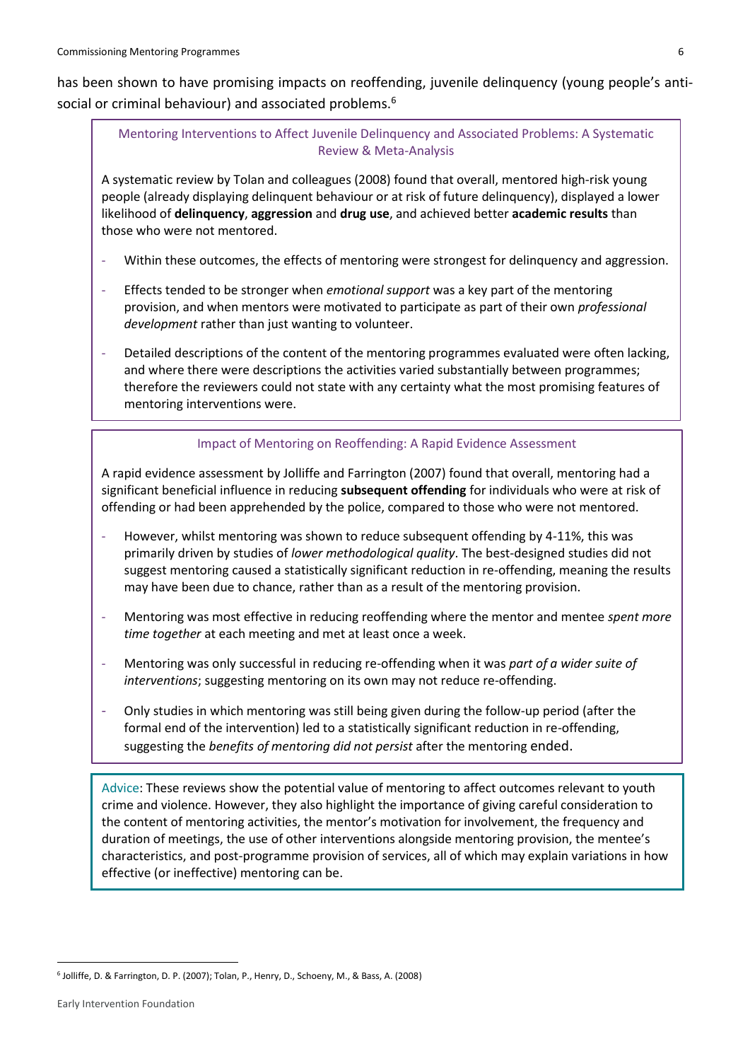has been shown to have promising impacts on reoffending, juvenile delinquency (young people's anti-social or criminal behaviour) and associated problems.[6]

### Mentoring Interventions to Affect Juvenile Delinquency and Associated Problems: A Systematic Review & Meta-Analysis

A systematic review by Tolan and colleagues (2008) found that overall, mentored high-risk young people (already displaying delinquent behaviour or at risk of future delinquency), displayed a lower likelihood of **delinquency**, **aggression** and **drug use**, and achieved better **academic results** than those who were not mentored.

- Within these outcomes, the effects of mentoring were strongest for delinquency and aggression.
- Effects tended to be stronger when *emotional support* was a key part of the mentoring provision, and when mentors were motivated to participate as part of their own *professional development* rather than just wanting to volunteer.
- Detailed descriptions of the content of the mentoring programmes evaluated were often lacking, and where there were descriptions the activities varied substantially between programmes; therefore the reviewers could not state with any certainty what the most promising features of mentoring interventions were.

### Impact of Mentoring on Reoffending: A Rapid Evidence Assessment

A rapid evidence assessment by Jolliffe and Farrington (2007) found that overall, mentoring had a significant beneficial influence in reducing **subsequent offending** for individuals who were at risk of offending or had been apprehended by the police, compared to those who were not mentored.

- However, whilst mentoring was shown to reduce subsequent offending by 4-11%, this was primarily driven by studies of *lower methodological quality*. The best-designed studies did not suggest mentoring caused a statistically significant reduction in re-offending, meaning the results may have been due to chance, rather than as a result of the mentoring provision.
- Mentoring was most effective in reducing reoffending where the mentor and mentee *spent more time together* at each meeting and met at least once a week.
- Mentoring was only successful in reducing re-offending when it was *part of a wider suite of interventions*; suggesting mentoring on its own may not reduce re-offending.
- Only studies in which mentoring was still being given during the follow-up period (after the formal end of the intervention) led to a statistically significant reduction in re-offending, suggesting the *benefits of mentoring did not persist* after the mentoring ended.

Advice: These reviews show the potential value of mentoring to affect outcomes relevant to youth crime and violence. However, they also highlight the importance of giving careful consideration to the content of mentoring activities, the mentor's motivation for involvement, the frequency and duration of meetings, the use of other interventions alongside mentoring provision, the mentee's characteristics, and post-programme provision of services, all of which may explain variations in how effective (or ineffective) mentoring can be.

[6] Jolliffe, D. & Farrington, D. P. (2007); Tolan, P., Henry, D., Schoeny, M., & Bass, A. (2008)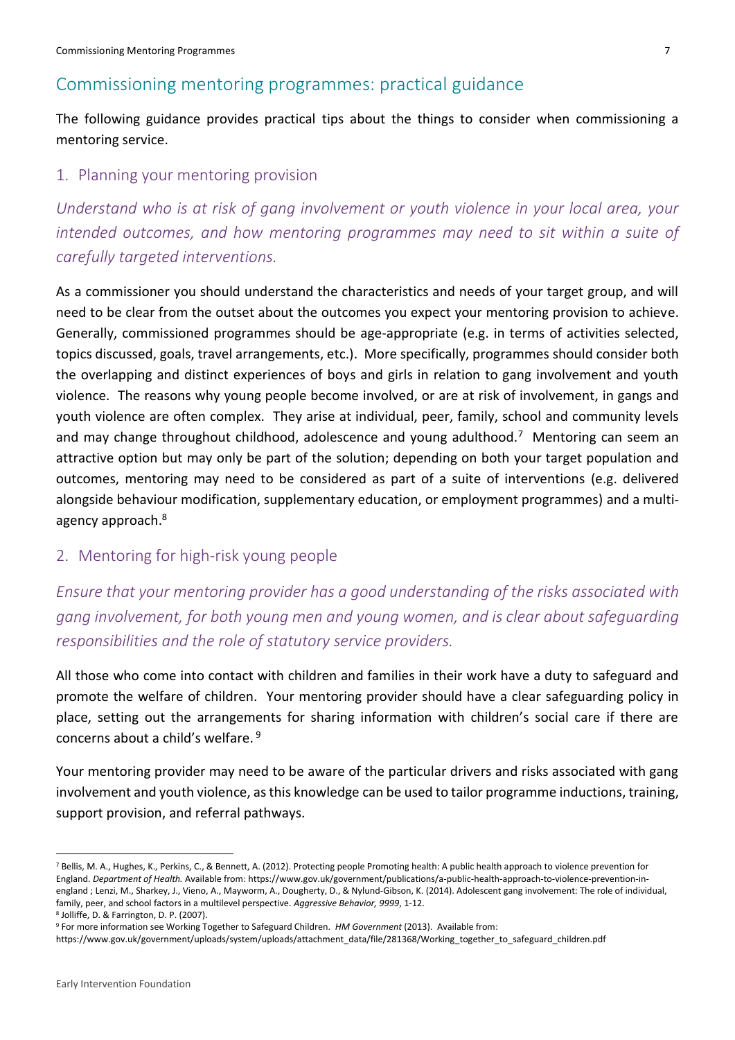## Commissioning mentoring programmes: practical guidance

The following guidance provides practical tips about the things to consider when commissioning a mentoring service.

### 1. Planning your mentoring provision

*Understand who is at risk of gang involvement or youth violence in your local area, your intended outcomes, and how mentoring programmes may need to sit within a suite of carefully targeted interventions.*

As a commissioner you should understand the characteristics and needs of your target group, and will need to be clear from the outset about the outcomes you expect your mentoring provision to achieve. Generally, commissioned programmes should be age-appropriate (e.g. in terms of activities selected, topics discussed, goals, travel arrangements, etc.). More specifically, programmes should consider both the overlapping and distinct experiences of boys and girls in relation to gang involvement and youth violence. The reasons why young people become involved, or are at risk of involvement, in gangs and youth violence are often complex. They arise at individual, peer, family, school and community levels and may change throughout childhood, adolescence and young adulthood.[7] Mentoring can seem an attractive option but may only be part of the solution; depending on both your target population and outcomes, mentoring may need to be considered as part of a suite of interventions (e.g. delivered alongside behaviour modification, supplementary education, or employment programmes) and a multi-agency approach.[8]

### 2. Mentoring for high-risk young people

*Ensure that your mentoring provider has a good understanding of the risks associated with gang involvement, for both young men and young women, and is clear about safeguarding responsibilities and the role of statutory service providers.*

All those who come into contact with children and families in their work have a duty to safeguard and promote the welfare of children. Your mentoring provider should have a clear safeguarding policy in place, setting out the arrangements for sharing information with children's social care if there are concerns about a child's welfare.[9]

Your mentoring provider may need to be aware of the particular drivers and risks associated with gang involvement and youth violence, as this knowledge can be used to tailor programme inductions, training, support provision, and referral pathways.

---

[7] Bellis, M. A., Hughes, K., Perkins, C., & Bennett, A. (2012). Protecting people Promoting health: A public health approach to violence prevention for England. *Department of Health.* Available from: https://www.gov.uk/government/publications/a-public-health-approach-to-violence-prevention-in-england ; Lenzi, M., Sharkey, J., Vieno, A., Mayworm, A., Dougherty, D., & Nylund-Gibson, K. (2014). Adolescent gang involvement: The role of individual, family, peer, and school factors in a multilevel perspective. *Aggressive Behavior, 9999*, 1-12.

[8] Jolliffe, D. & Farrington, D. P. (2007).

[9] For more information see Working Together to Safeguard Children. *HM Government* (2013). Available from: https://www.gov.uk/government/uploads/system/uploads/attachment_data/file/281368/Working_together_to_safeguard_children.pdf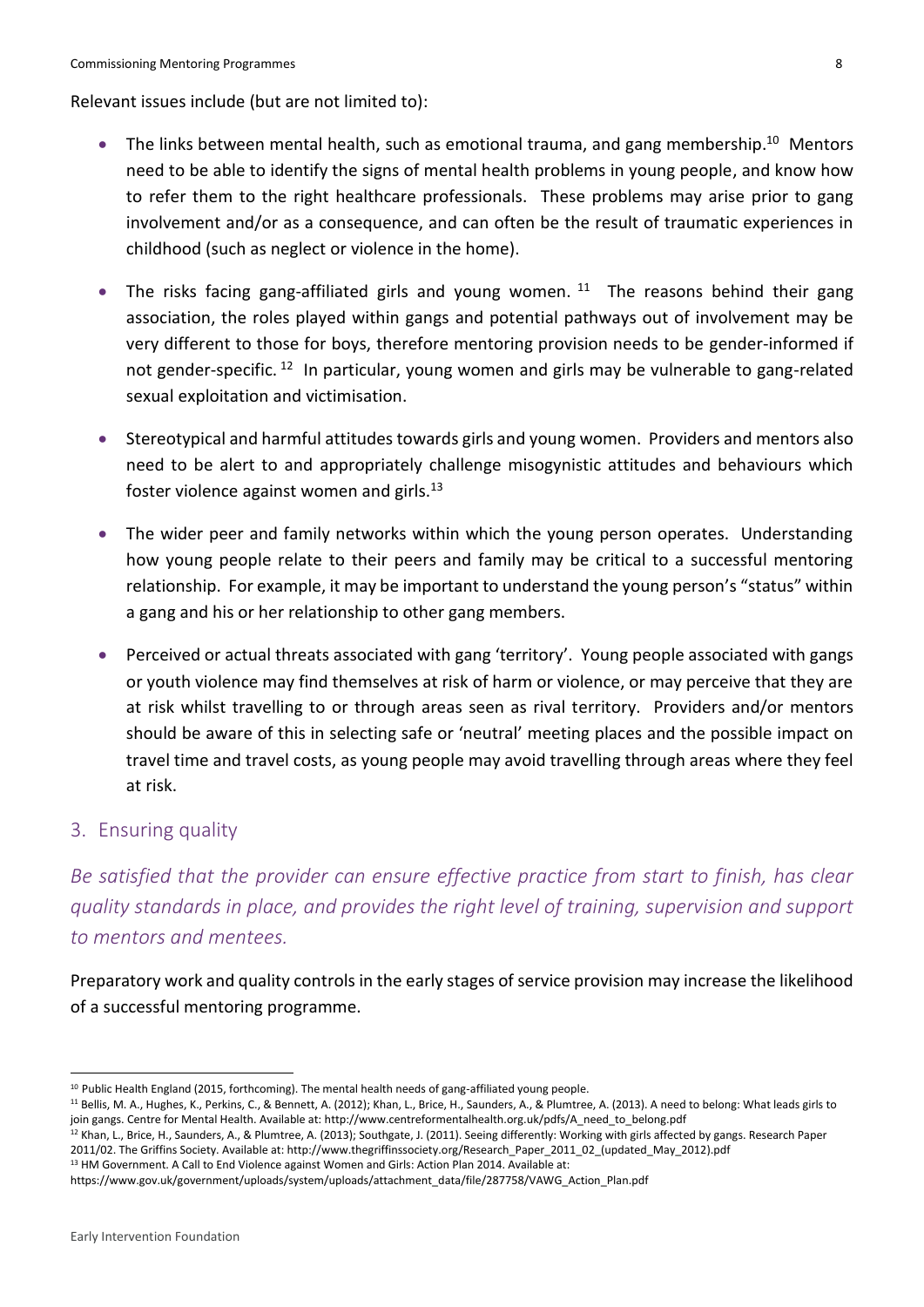Relevant issues include (but are not limited to):

- The links between mental health, such as emotional trauma, and gang membership.[10] Mentors need to be able to identify the signs of mental health problems in young people, and know how to refer them to the right healthcare professionals. These problems may arise prior to gang involvement and/or as a consequence, and can often be the result of traumatic experiences in childhood (such as neglect or violence in the home).

- The risks facing gang-affiliated girls and young women.[11] The reasons behind their gang association, the roles played within gangs and potential pathways out of involvement may be very different to those for boys, therefore mentoring provision needs to be gender-informed if not gender-specific.[12] In particular, young women and girls may be vulnerable to gang-related sexual exploitation and victimisation.

- Stereotypical and harmful attitudes towards girls and young women. Providers and mentors also need to be alert to and appropriately challenge misogynistic attitudes and behaviours which foster violence against women and girls.[13]

- The wider peer and family networks within which the young person operates. Understanding how young people relate to their peers and family may be critical to a successful mentoring relationship. For example, it may be important to understand the young person's "status" within a gang and his or her relationship to other gang members.

- Perceived or actual threats associated with gang 'territory'. Young people associated with gangs or youth violence may find themselves at risk of harm or violence, or may perceive that they are at risk whilst travelling to or through areas seen as rival territory. Providers and/or mentors should be aware of this in selecting safe or 'neutral' meeting places and the possible impact on travel time and travel costs, as young people may avoid travelling through areas where they feel at risk.

## 3. Ensuring quality

*Be satisfied that the provider can ensure effective practice from start to finish, has clear quality standards in place, and provides the right level of training, supervision and support to mentors and mentees.*

Preparatory work and quality controls in the early stages of service provision may increase the likelihood of a successful mentoring programme.

---

[10] Public Health England (2015, forthcoming). The mental health needs of gang-affiliated young people.

[11] Bellis, M. A., Hughes, K., Perkins, C., & Bennett, A. (2012); Khan, L., Brice, H., Saunders, A., & Plumtree, A. (2013). A need to belong: What leads girls to join gangs. Centre for Mental Health. Available at: http://www.centreformentalhealth.org.uk/pdfs/A_need_to_belong.pdf

[12] Khan, L., Brice, H., Saunders, A., & Plumtree, A. (2013); Southgate, J. (2011). Seeing differently: Working with girls affected by gangs. Research Paper 2011/02. The Griffins Society. Available at: http://www.thegriffinssociety.org/Research_Paper_2011_02_(updated_May_2012).pdf

[13] HM Government. A Call to End Violence against Women and Girls: Action Plan 2014. Available at: https://www.gov.uk/government/uploads/system/uploads/attachment_data/file/287758/VAWG_Action_Plan.pdf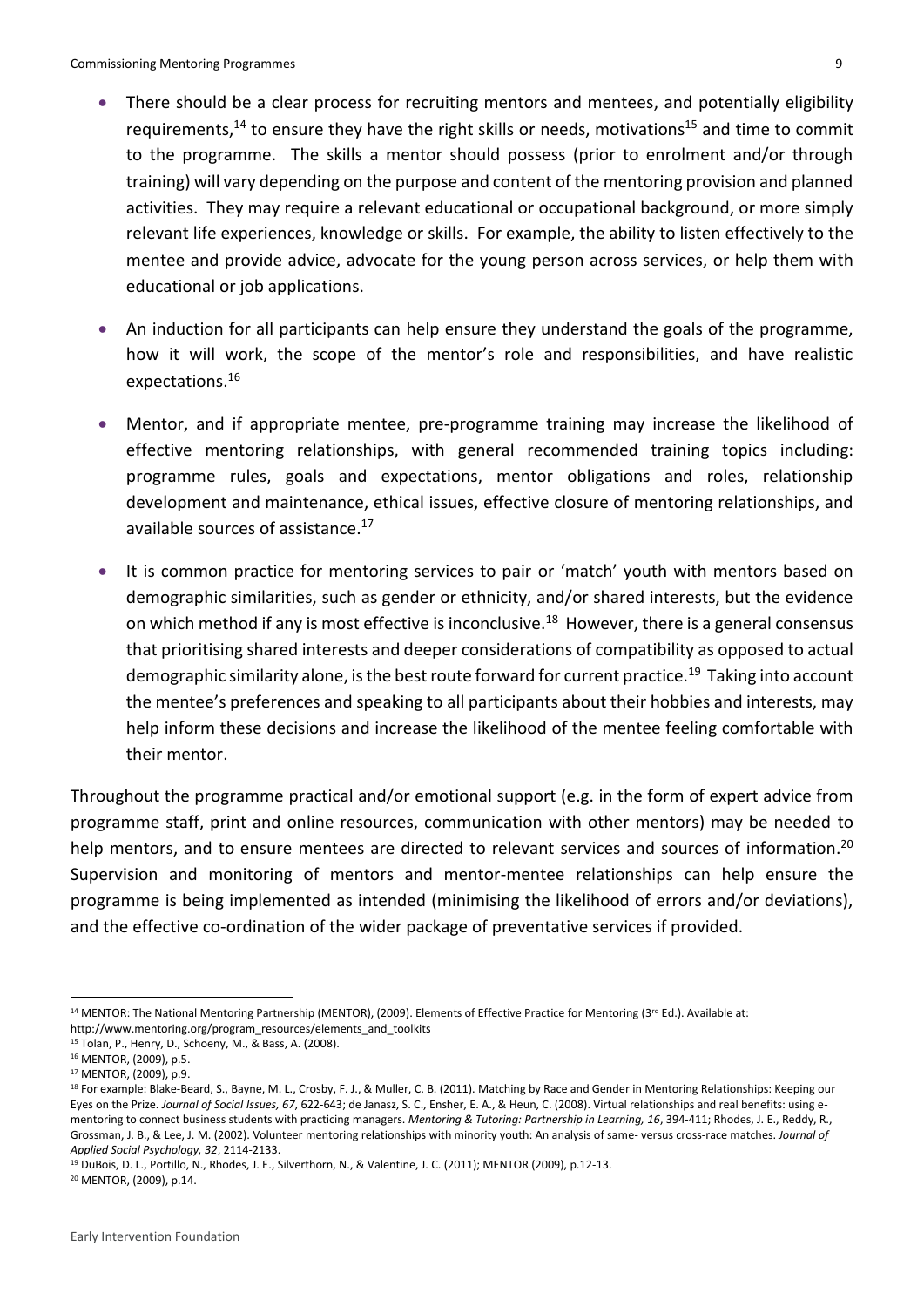- There should be a clear process for recruiting mentors and mentees, and potentially eligibility requirements,[14] to ensure they have the right skills or needs, motivations[15] and time to commit to the programme. The skills a mentor should possess (prior to enrolment and/or through training) will vary depending on the purpose and content of the mentoring provision and planned activities. They may require a relevant educational or occupational background, or more simply relevant life experiences, knowledge or skills. For example, the ability to listen effectively to the mentee and provide advice, advocate for the young person across services, or help them with educational or job applications.

- An induction for all participants can help ensure they understand the goals of the programme, how it will work, the scope of the mentor's role and responsibilities, and have realistic expectations.[16]

- Mentor, and if appropriate mentee, pre-programme training may increase the likelihood of effective mentoring relationships, with general recommended training topics including: programme rules, goals and expectations, mentor obligations and roles, relationship development and maintenance, ethical issues, effective closure of mentoring relationships, and available sources of assistance.[17]

- It is common practice for mentoring services to pair or 'match' youth with mentors based on demographic similarities, such as gender or ethnicity, and/or shared interests, but the evidence on which method if any is most effective is inconclusive.[18] However, there is a general consensus that prioritising shared interests and deeper considerations of compatibility as opposed to actual demographic similarity alone, is the best route forward for current practice.[19] Taking into account the mentee's preferences and speaking to all participants about their hobbies and interests, may help inform these decisions and increase the likelihood of the mentee feeling comfortable with their mentor.

Throughout the programme practical and/or emotional support (e.g. in the form of expert advice from programme staff, print and online resources, communication with other mentors) may be needed to help mentors, and to ensure mentees are directed to relevant services and sources of information.[20] Supervision and monitoring of mentors and mentor-mentee relationships can help ensure the programme is being implemented as intended (minimising the likelihood of errors and/or deviations), and the effective co-ordination of the wider package of preventative services if provided.

---

[14] MENTOR: The National Mentoring Partnership (MENTOR), (2009). Elements of Effective Practice for Mentoring (3rd Ed.). Available at: http://www.mentoring.org/program_resources/elements_and_toolkits

[15] Tolan, P., Henry, D., Schoeny, M., & Bass, A. (2008).

[16] MENTOR, (2009), p.5.

[17] MENTOR, (2009), p.9.

[18] For example: Blake-Beard, S., Bayne, M. L., Crosby, F. J., & Muller, C. B. (2011). Matching by Race and Gender in Mentoring Relationships: Keeping our Eyes on the Prize. *Journal of Social Issues, 67*, 622-643; de Janasz, S. C., Ensher, E. A., & Heun, C. (2008). Virtual relationships and real benefits: using e-mentoring to connect business students with practicing managers. *Mentoring & Tutoring: Partnership in Learning, 16*, 394-411; Rhodes, J. E., Reddy, R., Grossman, J. B., & Lee, J. M. (2002). Volunteer mentoring relationships with minority youth: An analysis of same- versus cross-race matches. *Journal of Applied Social Psychology, 32*, 2114-2133.

[19] DuBois, D. L., Portillo, N., Rhodes, J. E., Silverthorn, N., & Valentine, J. C. (2011); MENTOR (2009), p.12-13.

[20] MENTOR, (2009), p.14.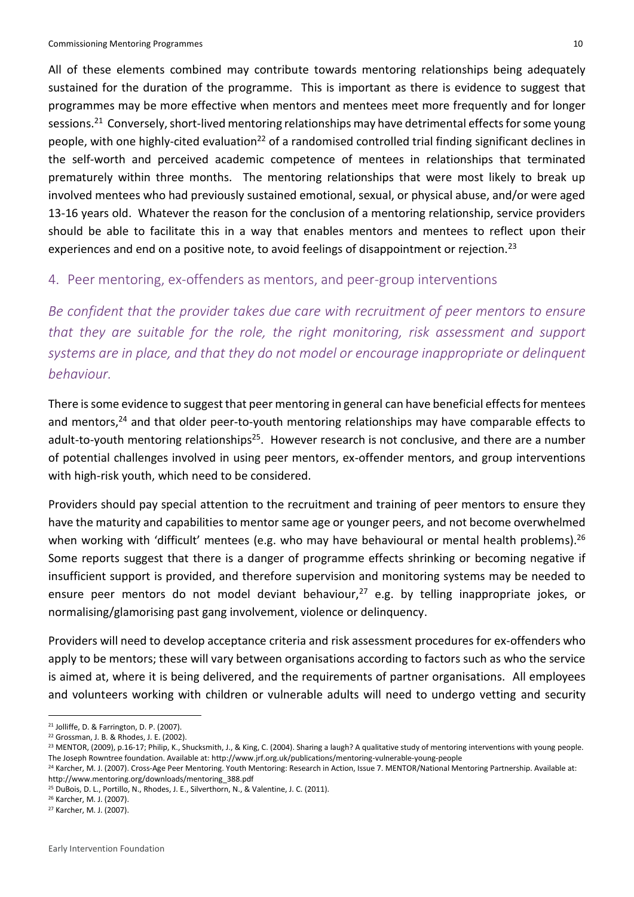All of these elements combined may contribute towards mentoring relationships being adequately sustained for the duration of the programme. This is important as there is evidence to suggest that programmes may be more effective when mentors and mentees meet more frequently and for longer sessions.[21] Conversely, short-lived mentoring relationships may have detrimental effects for some young people, with one highly-cited evaluation[22] of a randomised controlled trial finding significant declines in the self-worth and perceived academic competence of mentees in relationships that terminated prematurely within three months. The mentoring relationships that were most likely to break up involved mentees who had previously sustained emotional, sexual, or physical abuse, and/or were aged 13-16 years old. Whatever the reason for the conclusion of a mentoring relationship, service providers should be able to facilitate this in a way that enables mentors and mentees to reflect upon their experiences and end on a positive note, to avoid feelings of disappointment or rejection.[23]

## 4. Peer mentoring, ex-offenders as mentors, and peer-group interventions

*Be confident that the provider takes due care with recruitment of peer mentors to ensure that they are suitable for the role, the right monitoring, risk assessment and support systems are in place, and that they do not model or encourage inappropriate or delinquent behaviour.*

There is some evidence to suggest that peer mentoring in general can have beneficial effects for mentees and mentors,[24] and that older peer-to-youth mentoring relationships may have comparable effects to adult-to-youth mentoring relationships[25]. However research is not conclusive, and there are a number of potential challenges involved in using peer mentors, ex-offender mentors, and group interventions with high-risk youth, which need to be considered.

Providers should pay special attention to the recruitment and training of peer mentors to ensure they have the maturity and capabilities to mentor same age or younger peers, and not become overwhelmed when working with 'difficult' mentees (e.g. who may have behavioural or mental health problems).[26] Some reports suggest that there is a danger of programme effects shrinking or becoming negative if insufficient support is provided, and therefore supervision and monitoring systems may be needed to ensure peer mentors do not model deviant behaviour,[27] e.g. by telling inappropriate jokes, or normalising/glamorising past gang involvement, violence or delinquency.

Providers will need to develop acceptance criteria and risk assessment procedures for ex-offenders who apply to be mentors; these will vary between organisations according to factors such as who the service is aimed at, where it is being delivered, and the requirements of partner organisations. All employees and volunteers working with children or vulnerable adults will need to undergo vetting and security

---

[21] Jolliffe, D. & Farrington, D. P. (2007).

[22] Grossman, J. B. & Rhodes, J. E. (2002).

[23] MENTOR, (2009), p.16-17; Philip, K., Shucksmith, J., & King, C. (2004). Sharing a laugh? A qualitative study of mentoring interventions with young people. The Joseph Rowntree foundation. Available at: http://www.jrf.org.uk/publications/mentoring-vulnerable-young-people

[24] Karcher, M. J. (2007). Cross-Age Peer Mentoring. Youth Mentoring: Research in Action, Issue 7. MENTOR/National Mentoring Partnership. Available at: http://www.mentoring.org/downloads/mentoring_388.pdf

[25] DuBois, D. L., Portillo, N., Rhodes, J. E., Silverthorn, N., & Valentine, J. C. (2011).

[26] Karcher, M. J. (2007).

[27] Karcher, M. J. (2007).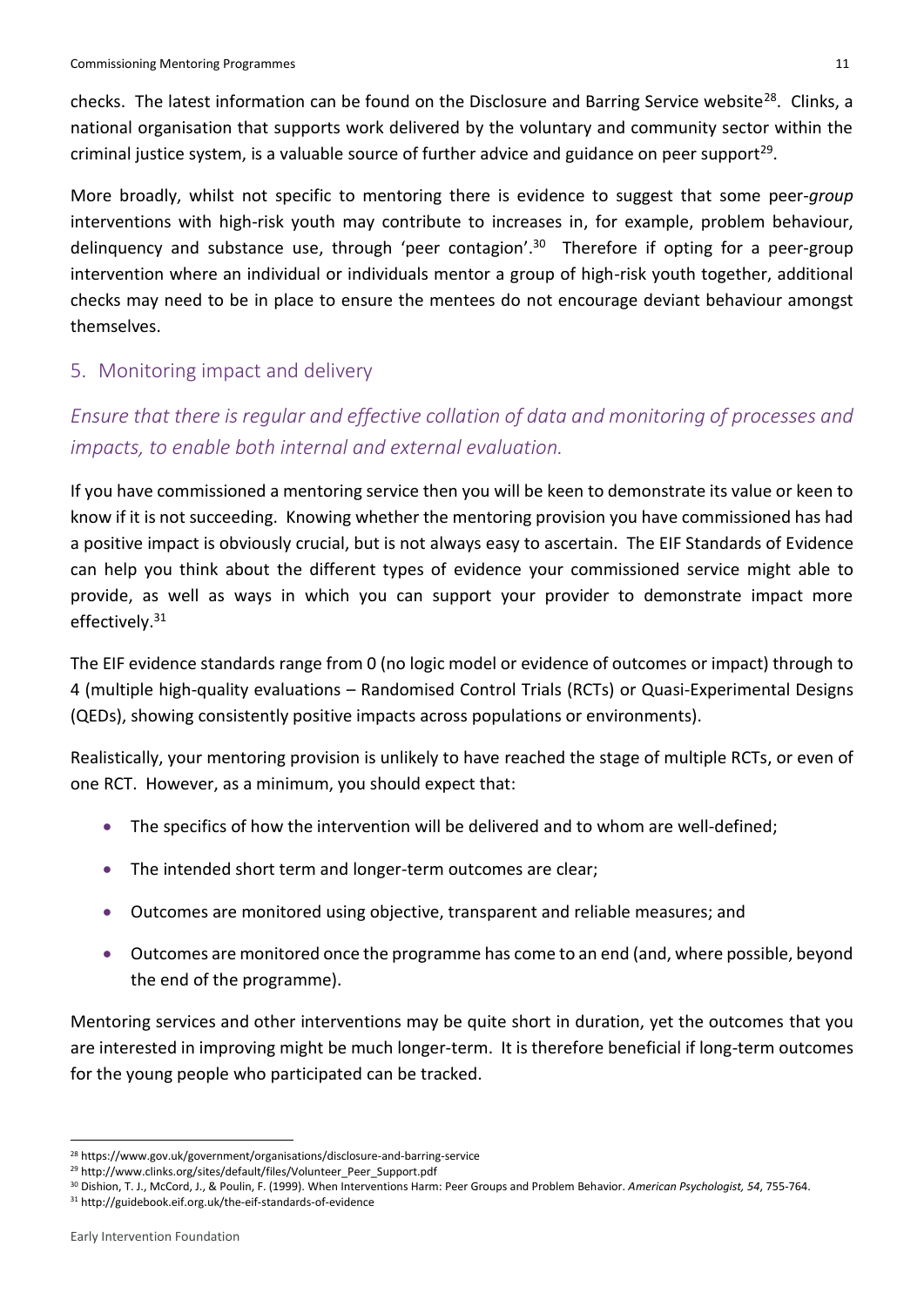checks. The latest information can be found on the Disclosure and Barring Service website[28]. Clinks, a national organisation that supports work delivered by the voluntary and community sector within the criminal justice system, is a valuable source of further advice and guidance on peer support[29].

More broadly, whilst not specific to mentoring there is evidence to suggest that some peer-*group* interventions with high-risk youth may contribute to increases in, for example, problem behaviour, delinquency and substance use, through 'peer contagion'.[30] Therefore if opting for a peer-group intervention where an individual or individuals mentor a group of high-risk youth together, additional checks may need to be in place to ensure the mentees do not encourage deviant behaviour amongst themselves.

## 5. Monitoring impact and delivery

### *Ensure that there is regular and effective collation of data and monitoring of processes and impacts, to enable both internal and external evaluation.*

If you have commissioned a mentoring service then you will be keen to demonstrate its value or keen to know if it is not succeeding. Knowing whether the mentoring provision you have commissioned has had a positive impact is obviously crucial, but is not always easy to ascertain. The EIF Standards of Evidence can help you think about the different types of evidence your commissioned service might able to provide, as well as ways in which you can support your provider to demonstrate impact more effectively.[31]

The EIF evidence standards range from 0 (no logic model or evidence of outcomes or impact) through to 4 (multiple high-quality evaluations – Randomised Control Trials (RCTs) or Quasi-Experimental Designs (QEDs), showing consistently positive impacts across populations or environments).

Realistically, your mentoring provision is unlikely to have reached the stage of multiple RCTs, or even of one RCT. However, as a minimum, you should expect that:

- The specifics of how the intervention will be delivered and to whom are well-defined;
- The intended short term and longer-term outcomes are clear;
- Outcomes are monitored using objective, transparent and reliable measures; and
- Outcomes are monitored once the programme has come to an end (and, where possible, beyond the end of the programme).

Mentoring services and other interventions may be quite short in duration, yet the outcomes that you are interested in improving might be much longer-term. It is therefore beneficial if long-term outcomes for the young people who participated can be tracked.

---

[28] https://www.gov.uk/government/organisations/disclosure-and-barring-service

[29] http://www.clinks.org/sites/default/files/Volunteer_Peer_Support.pdf

[30] Dishion, T. J., McCord, J., & Poulin, F. (1999). When Interventions Harm: Peer Groups and Problem Behavior. *American Psychologist, 54*, 755-764.

[31] http://guidebook.eif.org.uk/the-eif-standards-of-evidence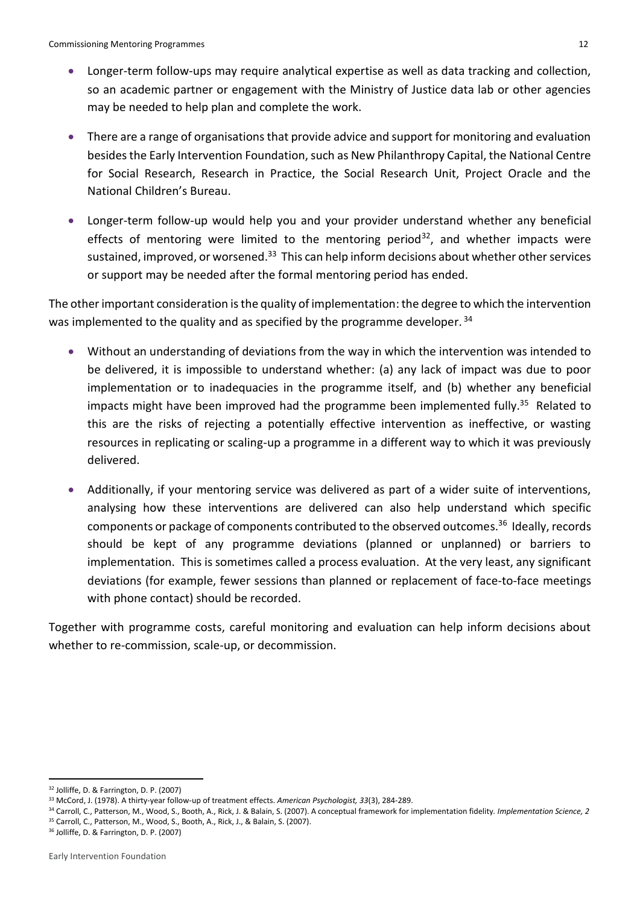- Longer-term follow-ups may require analytical expertise as well as data tracking and collection, so an academic partner or engagement with the Ministry of Justice data lab or other agencies may be needed to help plan and complete the work.
- There are a range of organisations that provide advice and support for monitoring and evaluation besides the Early Intervention Foundation, such as New Philanthropy Capital, the National Centre for Social Research, Research in Practice, the Social Research Unit, Project Oracle and the National Children's Bureau.
- Longer-term follow-up would help you and your provider understand whether any beneficial effects of mentoring were limited to the mentoring period[32], and whether impacts were sustained, improved, or worsened.[33] This can help inform decisions about whether other services or support may be needed after the formal mentoring period has ended.

The other important consideration is the quality of implementation: the degree to which the intervention was implemented to the quality and as specified by the programme developer. [34]

- Without an understanding of deviations from the way in which the intervention was intended to be delivered, it is impossible to understand whether: (a) any lack of impact was due to poor implementation or to inadequacies in the programme itself, and (b) whether any beneficial impacts might have been improved had the programme been implemented fully.[35] Related to this are the risks of rejecting a potentially effective intervention as ineffective, or wasting resources in replicating or scaling-up a programme in a different way to which it was previously delivered.
- Additionally, if your mentoring service was delivered as part of a wider suite of interventions, analysing how these interventions are delivered can also help understand which specific components or package of components contributed to the observed outcomes.[36] Ideally, records should be kept of any programme deviations (planned or unplanned) or barriers to implementation. This is sometimes called a process evaluation. At the very least, any significant deviations (for example, fewer sessions than planned or replacement of face-to-face meetings with phone contact) should be recorded.

Together with programme costs, careful monitoring and evaluation can help inform decisions about whether to re-commission, scale-up, or decommission.

---

[32] Jolliffe, D. & Farrington, D. P. (2007)

[33] McCord, J. (1978). A thirty-year follow-up of treatment effects. *American Psychologist, 33*(3), 284-289.

[34] Carroll, C., Patterson, M., Wood, S., Booth, A., Rick, J. & Balain, S. (2007). A conceptual framework for implementation fidelity. *Implementation Science, 2*

[35] Carroll, C., Patterson, M., Wood, S., Booth, A., Rick, J., & Balain, S. (2007).

[36] Jolliffe, D. & Farrington, D. P. (2007)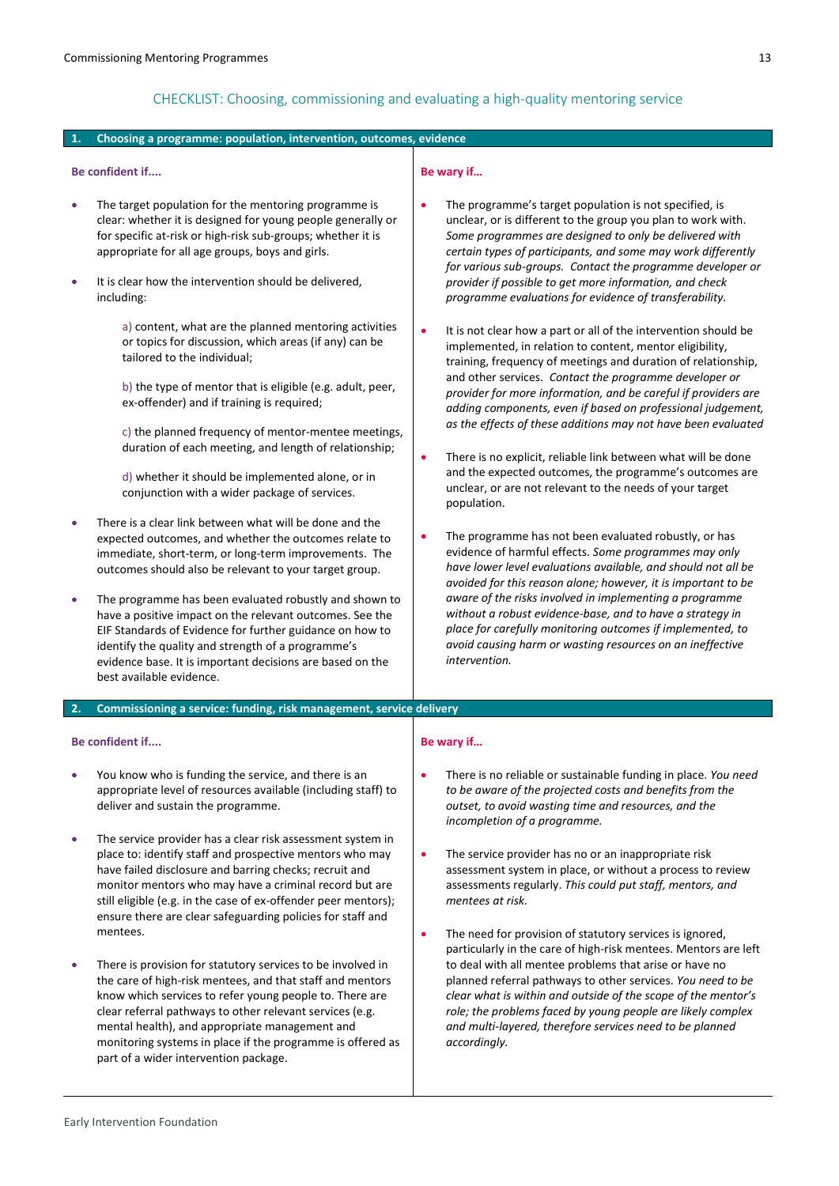## CHECKLIST: Choosing, commissioning and evaluating a high-quality mentoring service

### 1. Choosing a programme: population, intervention, outcomes, evidence

**Be confident if....**

- The target population for the mentoring programme is clear: whether it is designed for young people generally or for specific at-risk or high-risk sub-groups; whether it is appropriate for all age groups, boys and girls.
- It is clear how the intervention should be delivered, including:

  a) content, what are the planned mentoring activities or topics for discussion, which areas (if any) can be tailored to the individual;

  b) the type of mentor that is eligible (e.g. adult, peer, ex-offender) and if training is required;

  c) the planned frequency of mentor-mentee meetings, duration of each meeting, and length of relationship;

  d) whether it should be implemented alone, or in conjunction with a wider package of services.

- There is a clear link between what will be done and the expected outcomes, and whether the outcomes relate to immediate, short-term, or long-term improvements. The outcomes should also be relevant to your target group.
- The programme has been evaluated robustly and shown to have a positive impact on the relevant outcomes. See the EIF Standards of Evidence for further guidance on how to identify the quality and strength of a programme's evidence base. It is important decisions are based on the best available evidence.

**Be wary if…**

- The programme's target population is not specified, is unclear, or is different to the group you plan to work with. *Some programmes are designed to only be delivered with certain types of participants, and some may work differently for various sub-groups. Contact the programme developer or provider if possible to get more information, and check programme evaluations for evidence of transferability.*
- It is not clear how a part or all of the intervention should be implemented, in relation to content, mentor eligibility, training, frequency of meetings and duration of relationship, and other services. *Contact the programme developer or provider for more information, and be careful if providers are adding components, even if based on professional judgement, as the effects of these additions may not have been evaluated*
- There is no explicit, reliable link between what will be done and the expected outcomes, the programme's outcomes are unclear, or are not relevant to the needs of your target population.
- The programme has not been evaluated robustly, or has evidence of harmful effects. *Some programmes may only have lower level evaluations available, and should not all be avoided for this reason alone; however, it is important to be aware of the risks involved in implementing a programme without a robust evidence-base, and to have a strategy in place for carefully monitoring outcomes if implemented, to avoid causing harm or wasting resources on an ineffective intervention.*

### 2. Commissioning a service: funding, risk management, service delivery

**Be confident if....**

- You know who is funding the service, and there is an appropriate level of resources available (including staff) to deliver and sustain the programme.
- The service provider has a clear risk assessment system in place to: identify staff and prospective mentors who may have failed disclosure and barring checks; recruit and monitor mentors who may have a criminal record but are still eligible (e.g. in the case of ex-offender peer mentors); ensure there are clear safeguarding policies for staff and mentees.
- There is provision for statutory services to be involved in the care of high-risk mentees, and that staff and mentors know which services to refer young people to. There are clear referral pathways to other relevant services (e.g. mental health), and appropriate management and monitoring systems in place if the programme is offered as part of a wider intervention package.

**Be wary if…**

- There is no reliable or sustainable funding in place. *You need to be aware of the projected costs and benefits from the outset, to avoid wasting time and resources, and the incompletion of a programme.*
- The service provider has no or an inappropriate risk assessment system in place, or without a process to review assessments regularly. *This could put staff, mentors, and mentees at risk.*
- The need for provision of statutory services is ignored, particularly in the care of high-risk mentees. Mentors are left to deal with all mentee problems that arise or have no planned referral pathways to other services. *You need to be clear what is within and outside of the scope of the mentor's role; the problems faced by young people are likely complex and multi-layered, therefore services need to be planned accordingly.*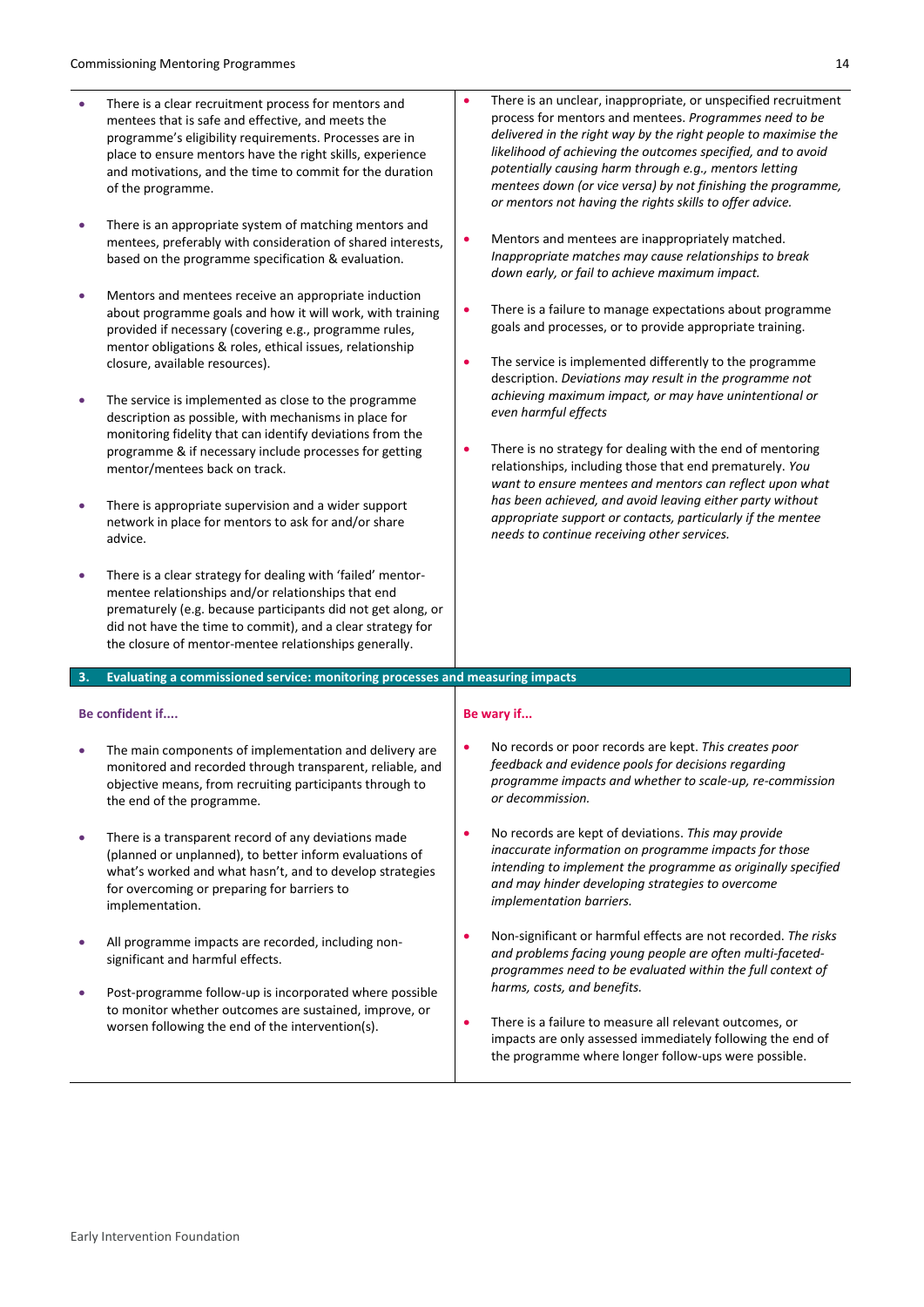- There is a clear recruitment process for mentors and mentees that is safe and effective, and meets the programme's eligibility requirements. Processes are in place to ensure mentors have the right skills, experience and motivations, and the time to commit for the duration of the programme.
- There is an appropriate system of matching mentors and mentees, preferably with consideration of shared interests, based on the programme specification & evaluation.
- Mentors and mentees receive an appropriate induction about programme goals and how it will work, with training provided if necessary (covering e.g., programme rules, mentor obligations & roles, ethical issues, relationship closure, available resources).
- The service is implemented as close to the programme description as possible, with mechanisms in place for monitoring fidelity that can identify deviations from the programme & if necessary include processes for getting mentor/mentees back on track.
- There is appropriate supervision and a wider support network in place for mentors to ask for and/or share advice.
- There is a clear strategy for dealing with 'failed' mentor-mentee relationships and/or relationships that end prematurely (e.g. because participants did not get along, or did not have the time to commit), and a clear strategy for the closure of mentor-mentee relationships generally.

- There is an unclear, inappropriate, or unspecified recruitment process for mentors and mentees. *Programmes need to be delivered in the right way by the right people to maximise the likelihood of achieving the outcomes specified, and to avoid potentially causing harm through e.g., mentors letting mentees down (or vice versa) by not finishing the programme, or mentors not having the rights skills to offer advice.*
- Mentors and mentees are inappropriately matched. *Inappropriate matches may cause relationships to break down early, or fail to achieve maximum impact.*
- There is a failure to manage expectations about programme goals and processes, or to provide appropriate training.
- The service is implemented differently to the programme description. *Deviations may result in the programme not achieving maximum impact, or may have unintentional or even harmful effects*
- There is no strategy for dealing with the end of mentoring relationships, including those that end prematurely. *You want to ensure mentees and mentors can reflect upon what has been achieved, and avoid leaving either party without appropriate support or contacts, particularly if the mentee needs to continue receiving other services.*

## 3. Evaluating a commissioned service: monitoring processes and measuring impacts

**Be confident if....**

- The main components of implementation and delivery are monitored and recorded through transparent, reliable, and objective means, from recruiting participants through to the end of the programme.
- There is a transparent record of any deviations made (planned or unplanned), to better inform evaluations of what's worked and what hasn't, and to develop strategies for overcoming or preparing for barriers to implementation.
- All programme impacts are recorded, including non-significant and harmful effects.
- Post-programme follow-up is incorporated where possible to monitor whether outcomes are sustained, improve, or worsen following the end of the intervention(s).

**Be wary if...**

- No records or poor records are kept. *This creates poor feedback and evidence pools for decisions regarding programme impacts and whether to scale-up, re-commission or decommission.*
- No records are kept of deviations. *This may provide inaccurate information on programme impacts for those intending to implement the programme as originally specified and may hinder developing strategies to overcome implementation barriers.*
- Non-significant or harmful effects are not recorded. *The risks and problems facing young people are often multi-faceted- programmes need to be evaluated within the full context of harms, costs, and benefits.*
- There is a failure to measure all relevant outcomes, or impacts are only assessed immediately following the end of the programme where longer follow-ups were possible.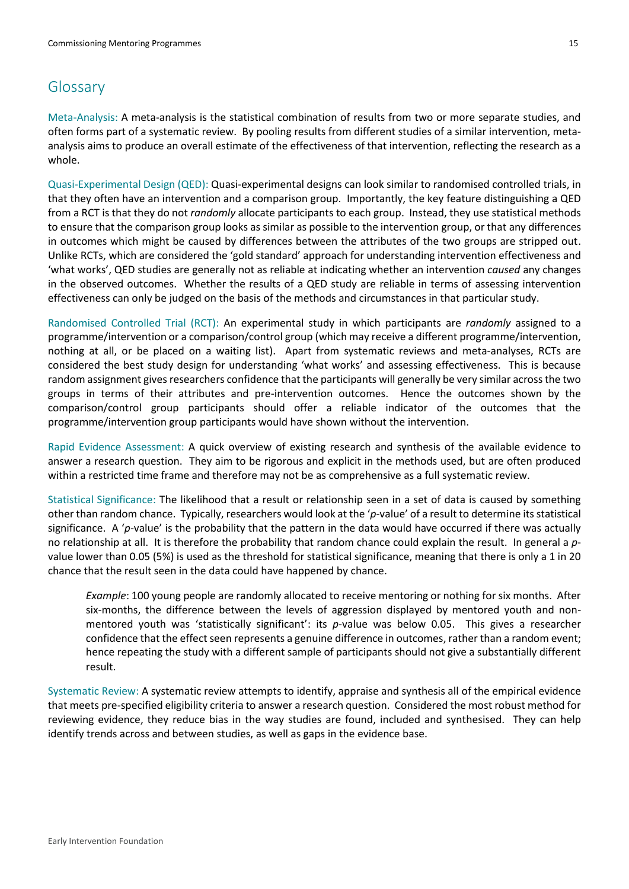## Glossary

Meta-Analysis: A meta-analysis is the statistical combination of results from two or more separate studies, and often forms part of a systematic review. By pooling results from different studies of a similar intervention, meta-analysis aims to produce an overall estimate of the effectiveness of that intervention, reflecting the research as a whole.

Quasi-Experimental Design (QED): Quasi-experimental designs can look similar to randomised controlled trials, in that they often have an intervention and a comparison group. Importantly, the key feature distinguishing a QED from a RCT is that they do not *randomly* allocate participants to each group. Instead, they use statistical methods to ensure that the comparison group looks as similar as possible to the intervention group, or that any differences in outcomes which might be caused by differences between the attributes of the two groups are stripped out. Unlike RCTs, which are considered the 'gold standard' approach for understanding intervention effectiveness and 'what works', QED studies are generally not as reliable at indicating whether an intervention *caused* any changes in the observed outcomes. Whether the results of a QED study are reliable in terms of assessing intervention effectiveness can only be judged on the basis of the methods and circumstances in that particular study.

Randomised Controlled Trial (RCT): An experimental study in which participants are *randomly* assigned to a programme/intervention or a comparison/control group (which may receive a different programme/intervention, nothing at all, or be placed on a waiting list). Apart from systematic reviews and meta-analyses, RCTs are considered the best study design for understanding 'what works' and assessing effectiveness. This is because random assignment gives researchers confidence that the participants will generally be very similar across the two groups in terms of their attributes and pre-intervention outcomes. Hence the outcomes shown by the comparison/control group participants should offer a reliable indicator of the outcomes that the programme/intervention group participants would have shown without the intervention.

Rapid Evidence Assessment: A quick overview of existing research and synthesis of the available evidence to answer a research question. They aim to be rigorous and explicit in the methods used, but are often produced within a restricted time frame and therefore may not be as comprehensive as a full systematic review.

Statistical Significance: The likelihood that a result or relationship seen in a set of data is caused by something other than random chance. Typically, researchers would look at the '*p*-value' of a result to determine its statistical significance. A '*p*-value' is the probability that the pattern in the data would have occurred if there was actually no relationship at all. It is therefore the probability that random chance could explain the result. In general a *p*-value lower than 0.05 (5%) is used as the threshold for statistical significance, meaning that there is only a 1 in 20 chance that the result seen in the data could have happened by chance.

> *Example*: 100 young people are randomly allocated to receive mentoring or nothing for six months. After six-months, the difference between the levels of aggression displayed by mentored youth and non-mentored youth was 'statistically significant': its *p*-value was below 0.05. This gives a researcher confidence that the effect seen represents a genuine difference in outcomes, rather than a random event; hence repeating the study with a different sample of participants should not give a substantially different result.

Systematic Review: A systematic review attempts to identify, appraise and synthesis all of the empirical evidence that meets pre-specified eligibility criteria to answer a research question. Considered the most robust method for reviewing evidence, they reduce bias in the way studies are found, included and synthesised. They can help identify trends across and between studies, as well as gaps in the evidence base.